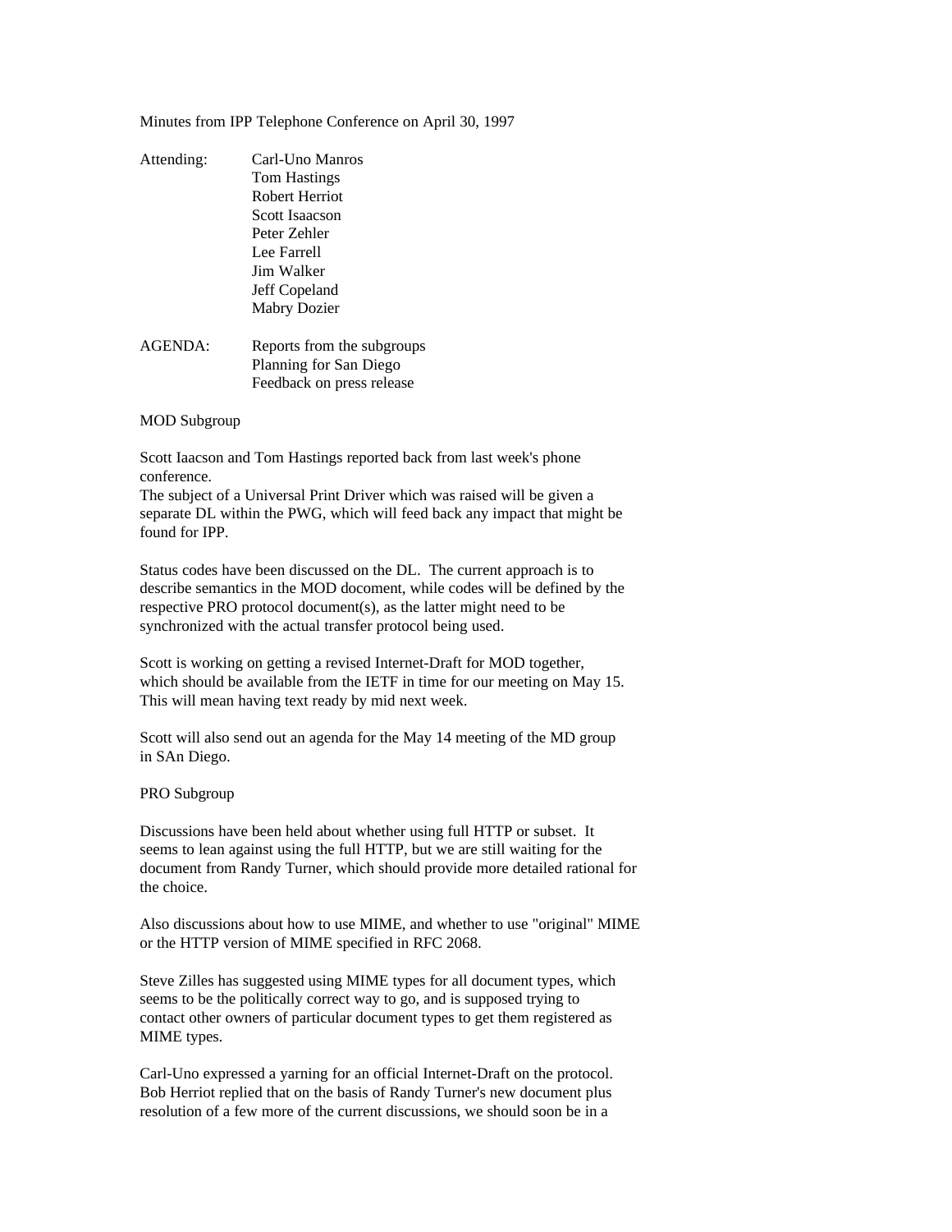Minutes from IPP Telephone Conference on April 30, 1997

Attending: Carl-Uno Manros
Tom Hastings
Robert Herriot
Scott Isaacson
Peter Zehler
Lee Farrell
Jim Walker
Jeff Copeland
Mabry Dozier

AGENDA: Reports from the subgroups
Planning for San Diego
Feedback on press release

MOD Subgroup

Scott Iaacson and Tom Hastings reported back from last week's phone conference.
The subject of a Universal Print Driver which was raised will be given a separate DL within the PWG, which will feed back any impact that might be found for IPP.

Status codes have been discussed on the DL. The current approach is to describe semantics in the MOD docoment, while codes will be defined by the respective PRO protocol document(s), as the latter might need to be synchronized with the actual transfer protocol being used.

Scott is working on getting a revised Internet-Draft for MOD together, which should be available from the IETF in time for our meeting on May 15. This will mean having text ready by mid next week.

Scott will also send out an agenda for the May 14 meeting of the MD group in SAn Diego.

PRO Subgroup

Discussions have been held about whether using full HTTP or subset. It seems to lean against using the full HTTP, but we are still waiting for the document from Randy Turner, which should provide more detailed rational for the choice.

Also discussions about how to use MIME, and whether to use "original" MIME or the HTTP version of MIME specified in RFC 2068.

Steve Zilles has suggested using MIME types for all document types, which seems to be the politically correct way to go, and is supposed trying to contact other owners of particular document types to get them registered as MIME types.

Carl-Uno expressed a yarning for an official Internet-Draft on the protocol. Bob Herriot replied that on the basis of Randy Turner's new document plus resolution of a few more of the current discussions, we should soon be in a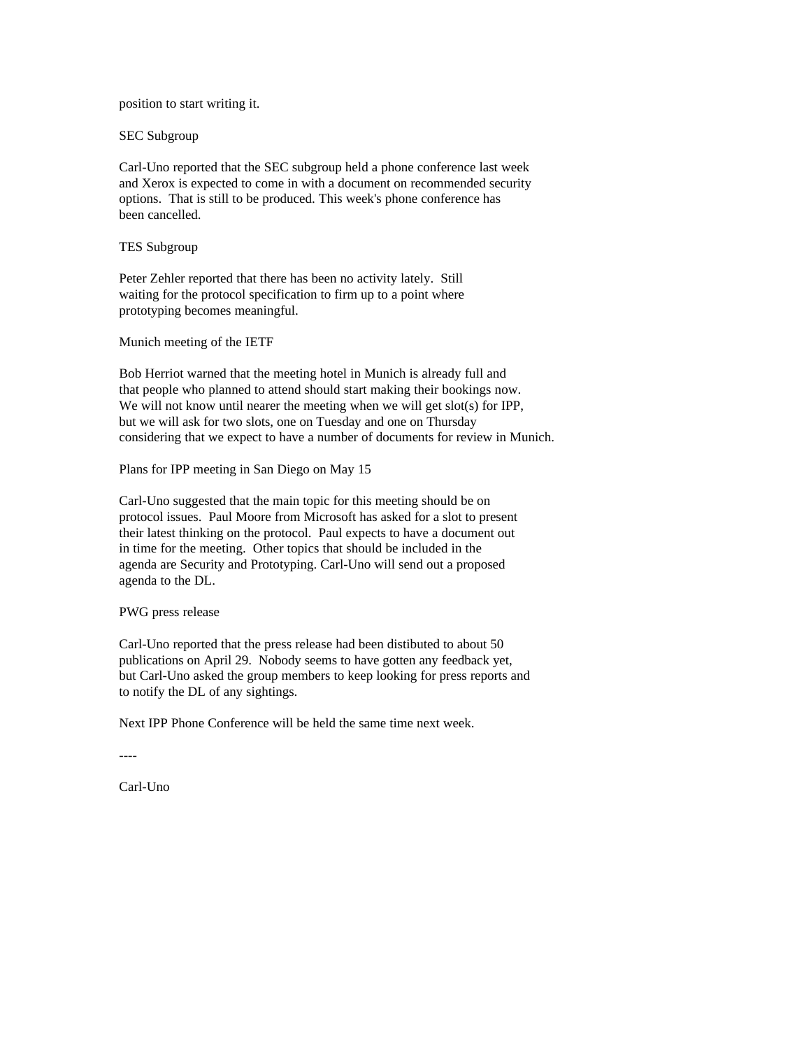position to start writing it.

SEC Subgroup

Carl-Uno reported that the SEC subgroup held a phone conference last week and Xerox is expected to come in with a document on recommended security options. That is still to be produced. This week's phone conference has been cancelled.

TES Subgroup

Peter Zehler reported that there has been no activity lately. Still waiting for the protocol specification to firm up to a point where prototyping becomes meaningful.

Munich meeting of the IETF

Bob Herriot warned that the meeting hotel in Munich is already full and that people who planned to attend should start making their bookings now. We will not know until nearer the meeting when we will get slot(s) for IPP, but we will ask for two slots, one on Tuesday and one on Thursday considering that we expect to have a number of documents for review in Munich.

Plans for IPP meeting in San Diego on May 15

Carl-Uno suggested that the main topic for this meeting should be on protocol issues. Paul Moore from Microsoft has asked for a slot to present their latest thinking on the protocol. Paul expects to have a document out in time for the meeting. Other topics that should be included in the agenda are Security and Prototyping. Carl-Uno will send out a proposed agenda to the DL.

PWG press release

Carl-Uno reported that the press release had been distibuted to about 50 publications on April 29. Nobody seems to have gotten any feedback yet, but Carl-Uno asked the group members to keep looking for press reports and to notify the DL of any sightings.

Next IPP Phone Conference will be held the same time next week.

----

Carl-Uno